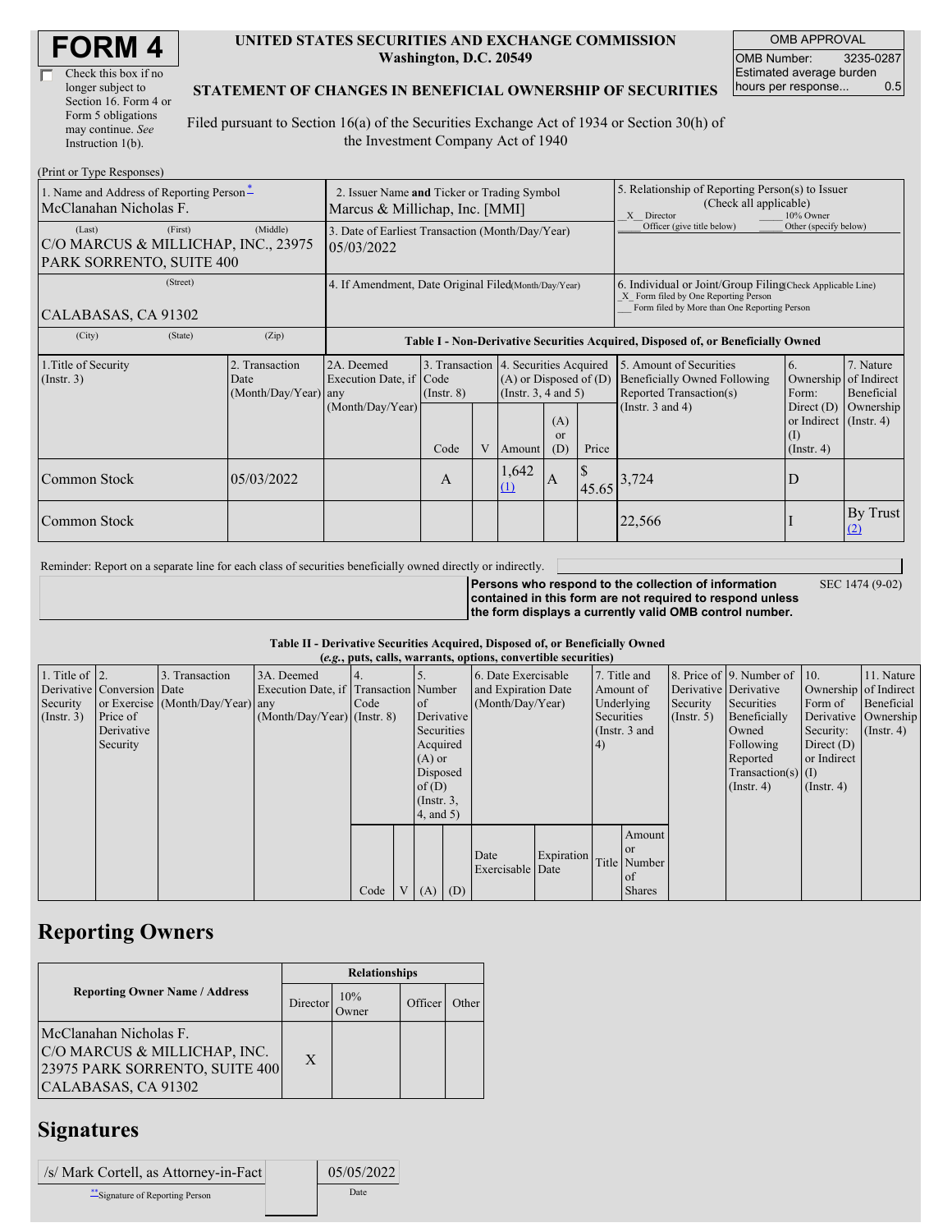# FORM 4

☐ Check this box if no longer subject to Section 16. Form 4 or Form 5 obligations may continue. *See* Instruction 1(b).

**UNITED STATES SECURITIES AND EXCHANGE COMMISSION**
**Washington, D.C. 20549**

**STATEMENT OF CHANGES IN BENEFICIAL OWNERSHIP OF SECURITIES**

Filed pursuant to Section 16(a) of the Securities Exchange Act of 1934 or Section 30(h) of the Investment Company Act of 1940

| OMB APPROVAL | |
|---|---|
| OMB Number: | 3235-0287 |
| Estimated average burden hours per response... | 0.5 |

(Print or Type Responses)

| 1. Name and Address of Reporting Person* | 2. Issuer Name and Ticker or Trading Symbol | 5. Relationship of Reporting Person(s) to Issuer (Check all applicable) |
|---|---|---|
| McClanahan Nicholas F. | Marcus & Millichap, Inc. [MMI] | _X_ Director ___ 10% Owner ___ Officer (give title below) ___ Other (specify below) |
| (Last) (First) (Middle) C/O MARCUS & MILLICHAP, INC., 23975 PARK SORRENTO, SUITE 400 | 3. Date of Earliest Transaction (Month/Day/Year) 05/03/2022 | |
| (Street) CALABASAS, CA 91302 | 4. If Amendment, Date Original Filed(Month/Day/Year) | 6. Individual or Joint/Group Filing(Check Applicable Line) _X_ Form filed by One Reporting Person ___ Form filed by More than One Reporting Person |
| (City) (State) (Zip) | | |

**Table I - Non-Derivative Securities Acquired, Disposed of, or Beneficially Owned**

| 1.Title of Security (Instr. 3) | 2. Transaction Date (Month/Day/Year) | 2A. Deemed Execution Date, if any (Month/Day/Year) | 3. Transaction Code (Instr. 8) Code | V | 4. Securities Acquired (A) or Disposed of (D) (Instr. 3, 4 and 5) Amount | (A) or (D) | Price | 5. Amount of Securities Beneficially Owned Following Reported Transaction(s) (Instr. 3 and 4) | 6. Ownership Form: Direct (D) or Indirect (I) (Instr. 4) | 7. Nature of Indirect Beneficial Ownership (Instr. 4) |
|---|---|---|---|---|---|---|---|---|---|---|
| Common Stock | 05/03/2022 | | A | | 1,642 (1) | A | $ 45.65 | 3,724 | D | |
| Common Stock | | | | | | | | 22,566 | I | By Trust (2) |

Reminder: Report on a separate line for each class of securities beneficially owned directly or indirectly.

**Persons who respond to the collection of information contained in this form are not required to respond unless the form displays a currently valid OMB control number.** SEC 1474 (9-02)

**Table II - Derivative Securities Acquired, Disposed of, or Beneficially Owned**
**(*e.g.*, puts, calls, warrants, options, convertible securities)**

| 1. Title of Derivative Security (Instr. 3) | 2. Conversion or Exercise Price of Derivative Security | 3. Transaction Date (Month/Day/Year) | 3A. Deemed Execution Date, if any (Month/Day/Year) | 4. Transaction Code (Instr. 8) Code | V | 5. Number of Derivative Securities Acquired (A) or Disposed of (D) (Instr. 3, 4, and 5) (A) | (D) | 6. Date Exercisable and Expiration Date (Month/Day/Year) Date Exercisable | Expiration Date | 7. Title and Amount of Underlying Securities (Instr. 3 and 4) Title | Amount or Number of Shares | 8. Price of Derivative Security (Instr. 5) | 9. Number of Derivative Securities Beneficially Owned Following Reported Transaction(s) (Instr. 4) | 10. Ownership Form of Derivative Security: Direct (D) or Indirect (I) (Instr. 4) | 11. Nature of Indirect Beneficial Ownership (Instr. 4) |
|---|---|---|---|---|---|---|---|---|---|---|---|---|---|---|---|

## Reporting Owners

| Reporting Owner Name / Address | Director | 10% Owner | Officer | Other |
|---|---|---|---|---|
| McClanahan Nicholas F. C/O MARCUS & MILLICHAP, INC. 23975 PARK SORRENTO, SUITE 400 CALABASAS, CA 91302 | X | | | |

## Signatures

| /s/ Mark Cortell, as Attorney-in-Fact | 05/05/2022 |
|---|---|
| **Signature of Reporting Person | Date |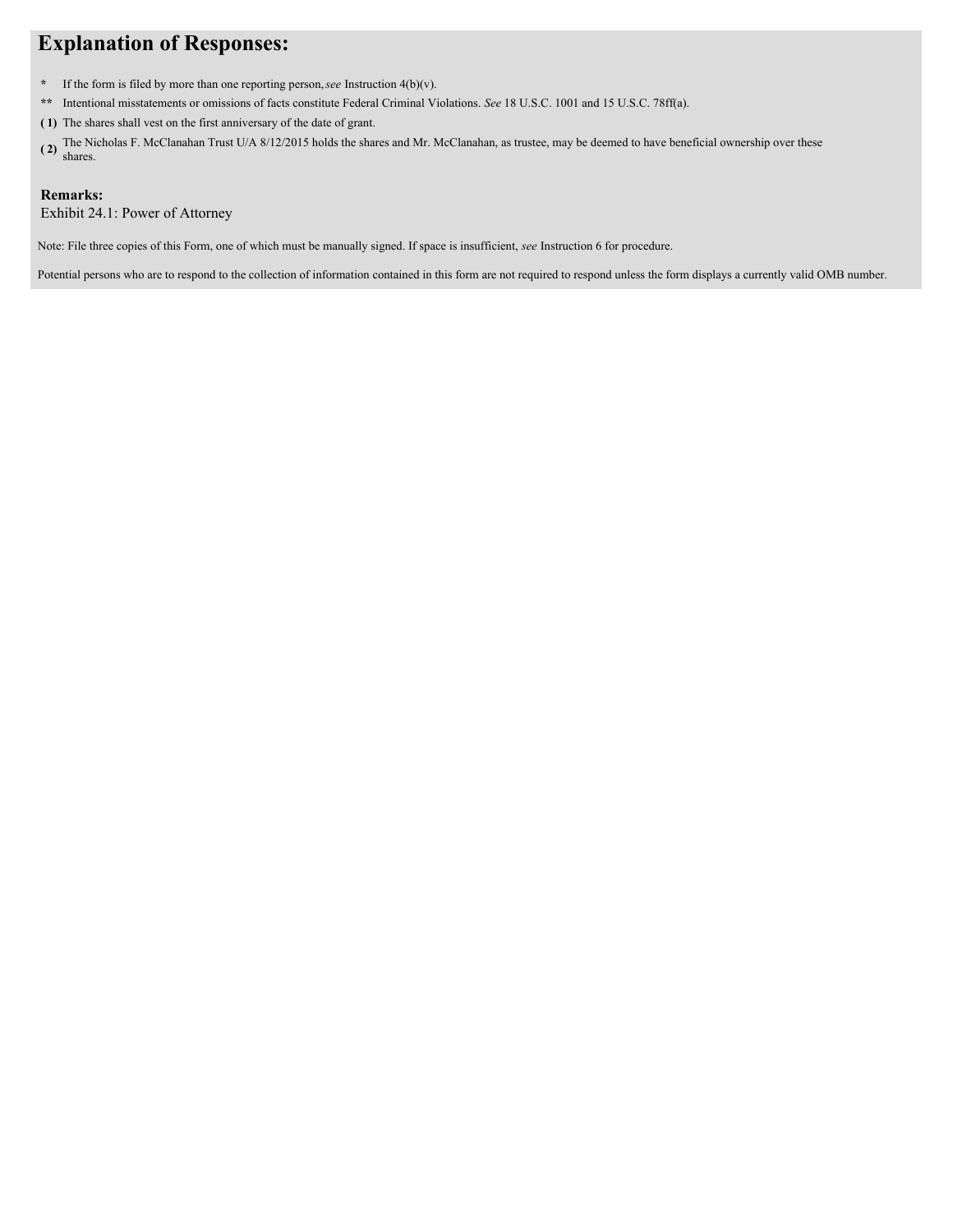# Explanation of Responses:

* If the form is filed by more than one reporting person, *see* Instruction 4(b)(v).

** Intentional misstatements or omissions of facts constitute Federal Criminal Violations. *See* 18 U.S.C. 1001 and 15 U.S.C. 78ff(a).

**( 1)** The shares shall vest on the first anniversary of the date of grant.

**( 2)** The Nicholas F. McClanahan Trust U/A 8/12/2015 holds the shares and Mr. McClanahan, as trustee, may be deemed to have beneficial ownership over these shares.

**Remarks:**

Exhibit 24.1: Power of Attorney

Note: File three copies of this Form, one of which must be manually signed. If space is insufficient, *see* Instruction 6 for procedure.

Potential persons who are to respond to the collection of information contained in this form are not required to respond unless the form displays a currently valid OMB number.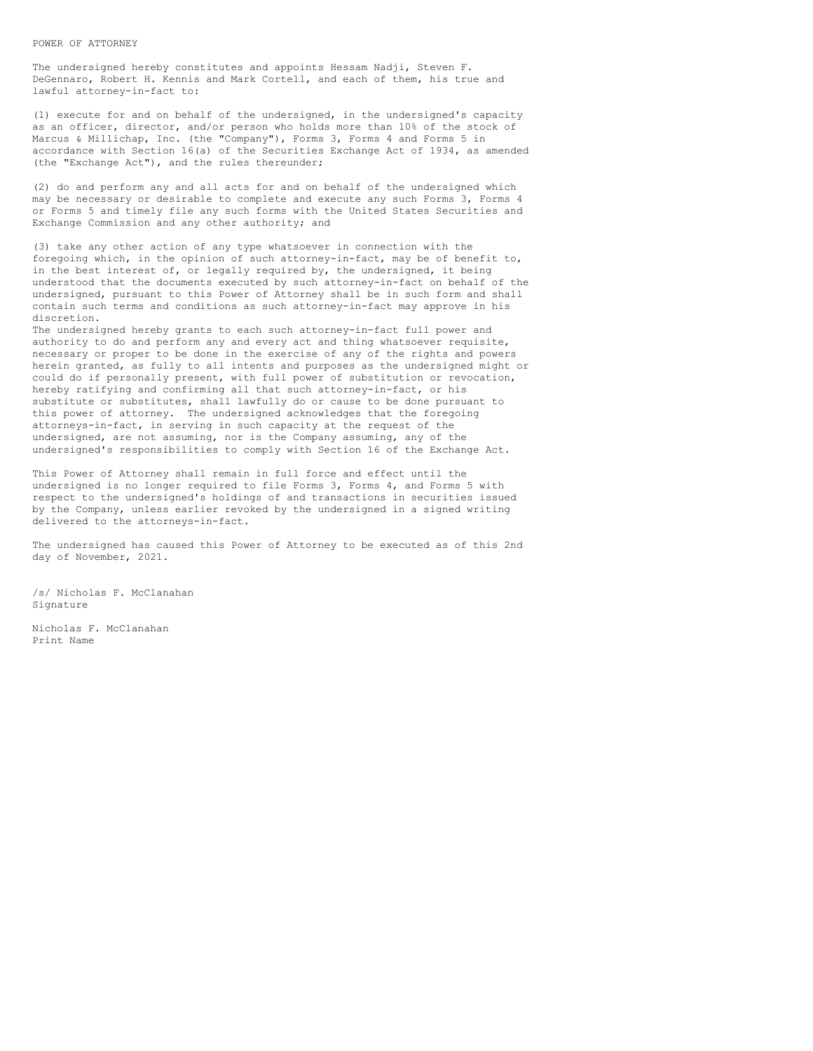POWER OF ATTORNEY

The undersigned hereby constitutes and appoints Hessam Nadji, Steven F. DeGennaro, Robert H. Kennis and Mark Cortell, and each of them, his true and lawful attorney-in-fact to:

(1) execute for and on behalf of the undersigned, in the undersigned's capacity as an officer, director, and/or person who holds more than 10% of the stock of Marcus & Millichap, Inc. (the "Company"), Forms 3, Forms 4 and Forms 5 in accordance with Section 16(a) of the Securities Exchange Act of 1934, as amended (the "Exchange Act"), and the rules thereunder;

(2) do and perform any and all acts for and on behalf of the undersigned which may be necessary or desirable to complete and execute any such Forms 3, Forms 4 or Forms 5 and timely file any such forms with the United States Securities and Exchange Commission and any other authority; and

(3) take any other action of any type whatsoever in connection with the foregoing which, in the opinion of such attorney-in-fact, may be of benefit to, in the best interest of, or legally required by, the undersigned, it being understood that the documents executed by such attorney-in-fact on behalf of the undersigned, pursuant to this Power of Attorney shall be in such form and shall contain such terms and conditions as such attorney-in-fact may approve in his discretion.

The undersigned hereby grants to each such attorney-in-fact full power and authority to do and perform any and every act and thing whatsoever requisite, necessary or proper to be done in the exercise of any of the rights and powers herein granted, as fully to all intents and purposes as the undersigned might or could do if personally present, with full power of substitution or revocation, hereby ratifying and confirming all that such attorney-in-fact, or his substitute or substitutes, shall lawfully do or cause to be done pursuant to this power of attorney. The undersigned acknowledges that the foregoing attorneys-in-fact, in serving in such capacity at the request of the undersigned, are not assuming, nor is the Company assuming, any of the undersigned's responsibilities to comply with Section 16 of the Exchange Act.

This Power of Attorney shall remain in full force and effect until the undersigned is no longer required to file Forms 3, Forms 4, and Forms 5 with respect to the undersigned's holdings of and transactions in securities issued by the Company, unless earlier revoked by the undersigned in a signed writing delivered to the attorneys-in-fact.

The undersigned has caused this Power of Attorney to be executed as of this 2nd day of November, 2021.

/s/ Nicholas F. McClanahan
Signature

Nicholas F. McClanahan
Print Name